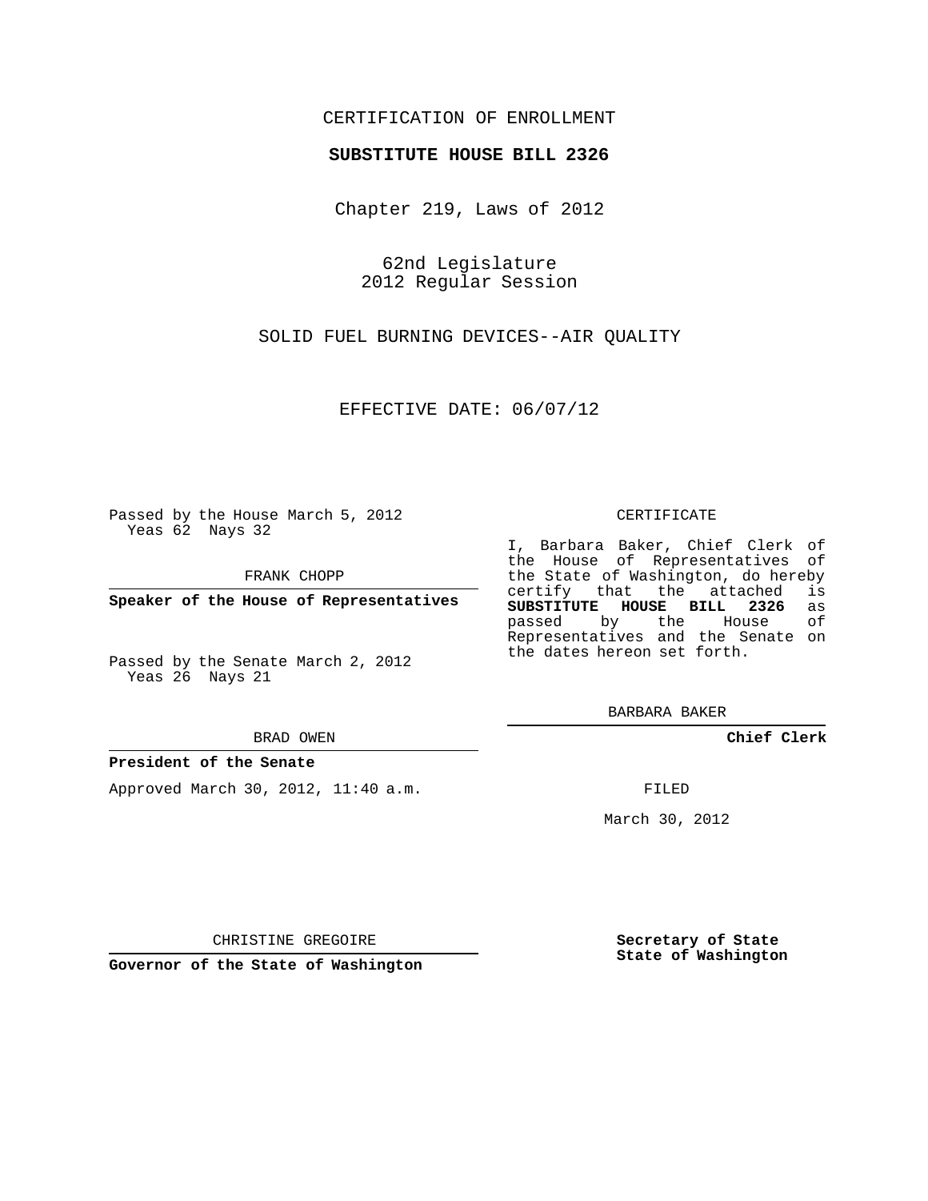CERTIFICATION OF ENROLLMENT

**SUBSTITUTE HOUSE BILL 2326**

Chapter 219, Laws of 2012

62nd Legislature
2012 Regular Session

SOLID FUEL BURNING DEVICES--AIR QUALITY

EFFECTIVE DATE: 06/07/12

Passed by the House March 5, 2012
Yeas 62 Nays 32

FRANK CHOPP

**Speaker of the House of Representatives**

Passed by the Senate March 2, 2012
Yeas 26 Nays 21

BRAD OWEN

**President of the Senate**

Approved March 30, 2012, 11:40 a.m.

CHRISTINE GREGOIRE

**Governor of the State of Washington**

CERTIFICATE

I, Barbara Baker, Chief Clerk of the House of Representatives of the State of Washington, do hereby certify that the attached is **SUBSTITUTE HOUSE BILL 2326** as passed by the House of Representatives and the Senate on the dates hereon set forth.

BARBARA BAKER

**Chief Clerk**

FILED

March 30, 2012

**Secretary of State**
**State of Washington**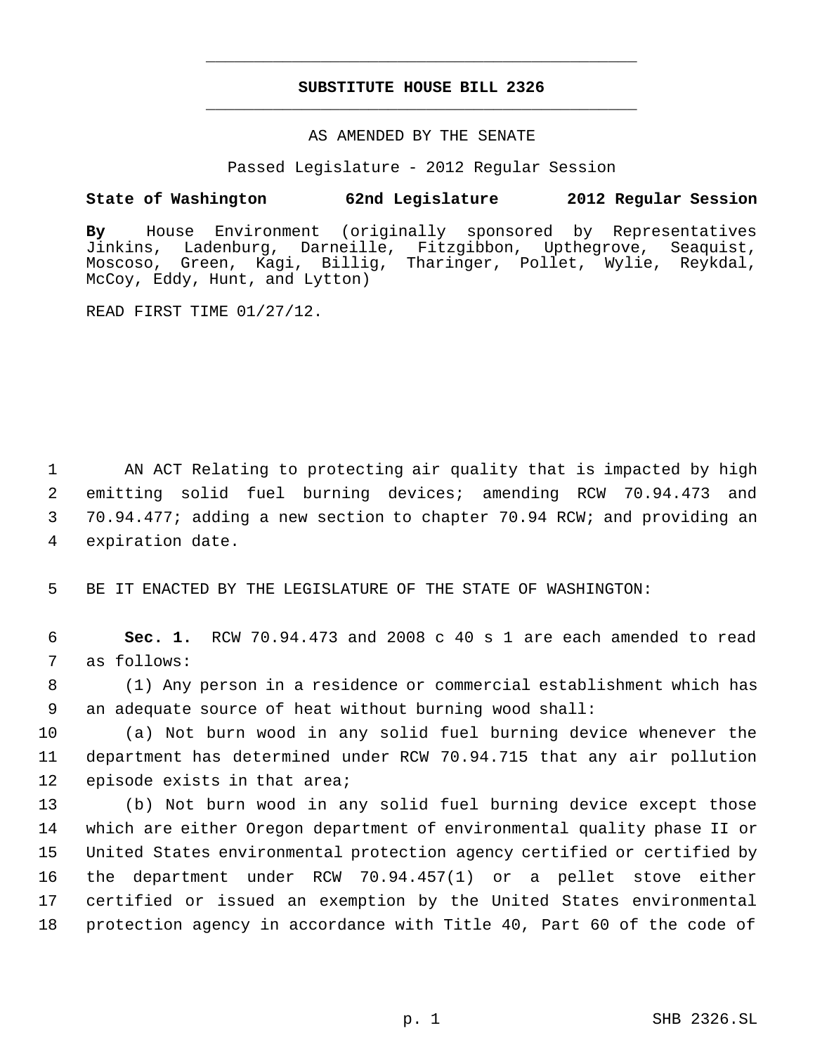# SUBSTITUTE HOUSE BILL 2326

AS AMENDED BY THE SENATE

Passed Legislature - 2012 Regular Session

**State of Washington 62nd Legislature 2012 Regular Session**

**By** House Environment (originally sponsored by Representatives Jinkins, Ladenburg, Darneille, Fitzgibbon, Upthegrove, Seaquist, Moscoso, Green, Kagi, Billig, Tharinger, Pollet, Wylie, Reykdal, McCoy, Eddy, Hunt, and Lytton)

READ FIRST TIME 01/27/12.

AN ACT Relating to protecting air quality that is impacted by high emitting solid fuel burning devices; amending RCW 70.94.473 and 70.94.477; adding a new section to chapter 70.94 RCW; and providing an expiration date.

BE IT ENACTED BY THE LEGISLATURE OF THE STATE OF WASHINGTON:

**Sec. 1.** RCW 70.94.473 and 2008 c 40 s 1 are each amended to read as follows:

(1) Any person in a residence or commercial establishment which has an adequate source of heat without burning wood shall:

(a) Not burn wood in any solid fuel burning device whenever the department has determined under RCW 70.94.715 that any air pollution episode exists in that area;

(b) Not burn wood in any solid fuel burning device except those which are either Oregon department of environmental quality phase II or United States environmental protection agency certified or certified by the department under RCW 70.94.457(1) or a pellet stove either certified or issued an exemption by the United States environmental protection agency in accordance with Title 40, Part 60 of the code of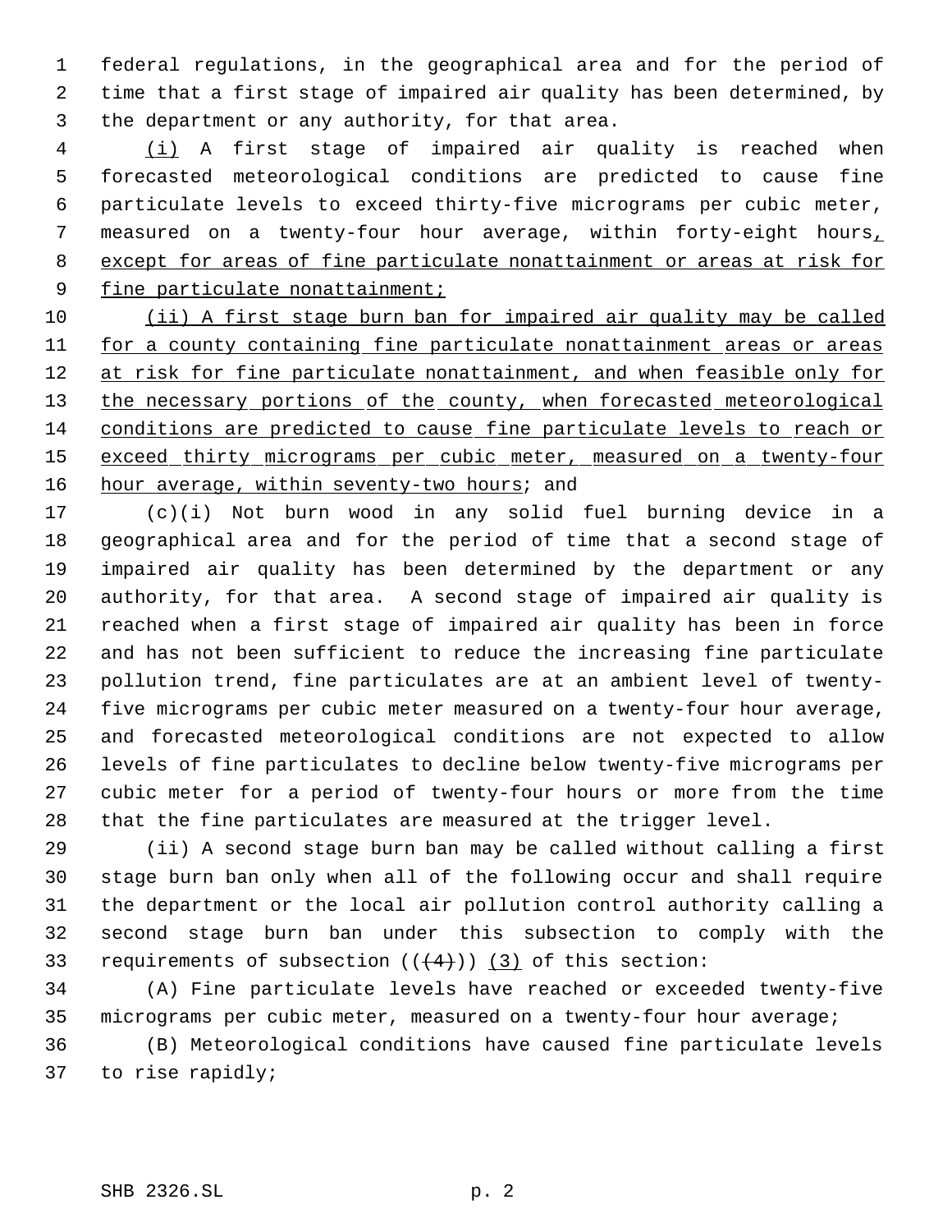federal regulations, in the geographical area and for the period of time that a first stage of impaired air quality has been determined, by the department or any authority, for that area.

(i) A first stage of impaired air quality is reached when forecasted meteorological conditions are predicted to cause fine particulate levels to exceed thirty-five micrograms per cubic meter, measured on a twenty-four hour average, within forty-eight hours, except for areas of fine particulate nonattainment or areas at risk for fine particulate nonattainment;

(ii) A first stage burn ban for impaired air quality may be called for a county containing fine particulate nonattainment areas or areas at risk for fine particulate nonattainment, and when feasible only for the necessary portions of the county, when forecasted meteorological conditions are predicted to cause fine particulate levels to reach or exceed thirty micrograms per cubic meter, measured on a twenty-four hour average, within seventy-two hours; and

(c)(i) Not burn wood in any solid fuel burning device in a geographical area and for the period of time that a second stage of impaired air quality has been determined by the department or any authority, for that area. A second stage of impaired air quality is reached when a first stage of impaired air quality has been in force and has not been sufficient to reduce the increasing fine particulate pollution trend, fine particulates are at an ambient level of twenty-five micrograms per cubic meter measured on a twenty-four hour average, and forecasted meteorological conditions are not expected to allow levels of fine particulates to decline below twenty-five micrograms per cubic meter for a period of twenty-four hours or more from the time that the fine particulates are measured at the trigger level.

(ii) A second stage burn ban may be called without calling a first stage burn ban only when all of the following occur and shall require the department or the local air pollution control authority calling a second stage burn ban under this subsection to comply with the requirements of subsection ((~~(4)~~)) (3) of this section:

(A) Fine particulate levels have reached or exceeded twenty-five micrograms per cubic meter, measured on a twenty-four hour average;

(B) Meteorological conditions have caused fine particulate levels to rise rapidly;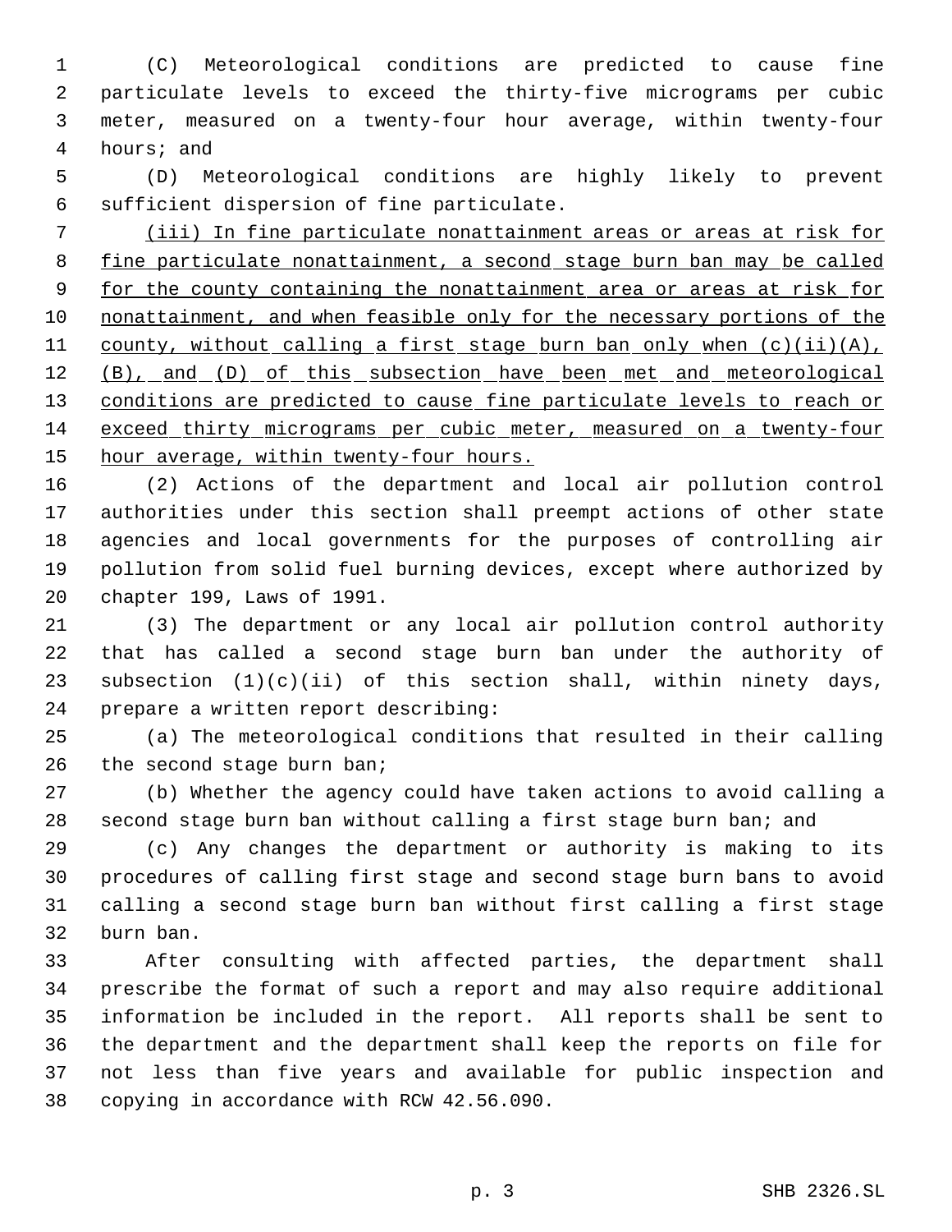(C) Meteorological conditions are predicted to cause fine particulate levels to exceed the thirty-five micrograms per cubic meter, measured on a twenty-four hour average, within twenty-four hours; and

(D) Meteorological conditions are highly likely to prevent sufficient dispersion of fine particulate.

<u>(iii) In fine particulate nonattainment areas or areas at risk for fine particulate nonattainment, a second stage burn ban may be called for the county containing the nonattainment area or areas at risk for nonattainment, and when feasible only for the necessary portions of the county, without calling a first stage burn ban only when (c)(ii)(A), (B), and (D) of this subsection have been met and meteorological conditions are predicted to cause fine particulate levels to reach or exceed thirty micrograms per cubic meter, measured on a twenty-four hour average, within twenty-four hours.</u>

(2) Actions of the department and local air pollution control authorities under this section shall preempt actions of other state agencies and local governments for the purposes of controlling air pollution from solid fuel burning devices, except where authorized by chapter 199, Laws of 1991.

(3) The department or any local air pollution control authority that has called a second stage burn ban under the authority of subsection (1)(c)(ii) of this section shall, within ninety days, prepare a written report describing:

(a) The meteorological conditions that resulted in their calling the second stage burn ban;

(b) Whether the agency could have taken actions to avoid calling a second stage burn ban without calling a first stage burn ban; and

(c) Any changes the department or authority is making to its procedures of calling first stage and second stage burn bans to avoid calling a second stage burn ban without first calling a first stage burn ban.

After consulting with affected parties, the department shall prescribe the format of such a report and may also require additional information be included in the report. All reports shall be sent to the department and the department shall keep the reports on file for not less than five years and available for public inspection and copying in accordance with RCW 42.56.090.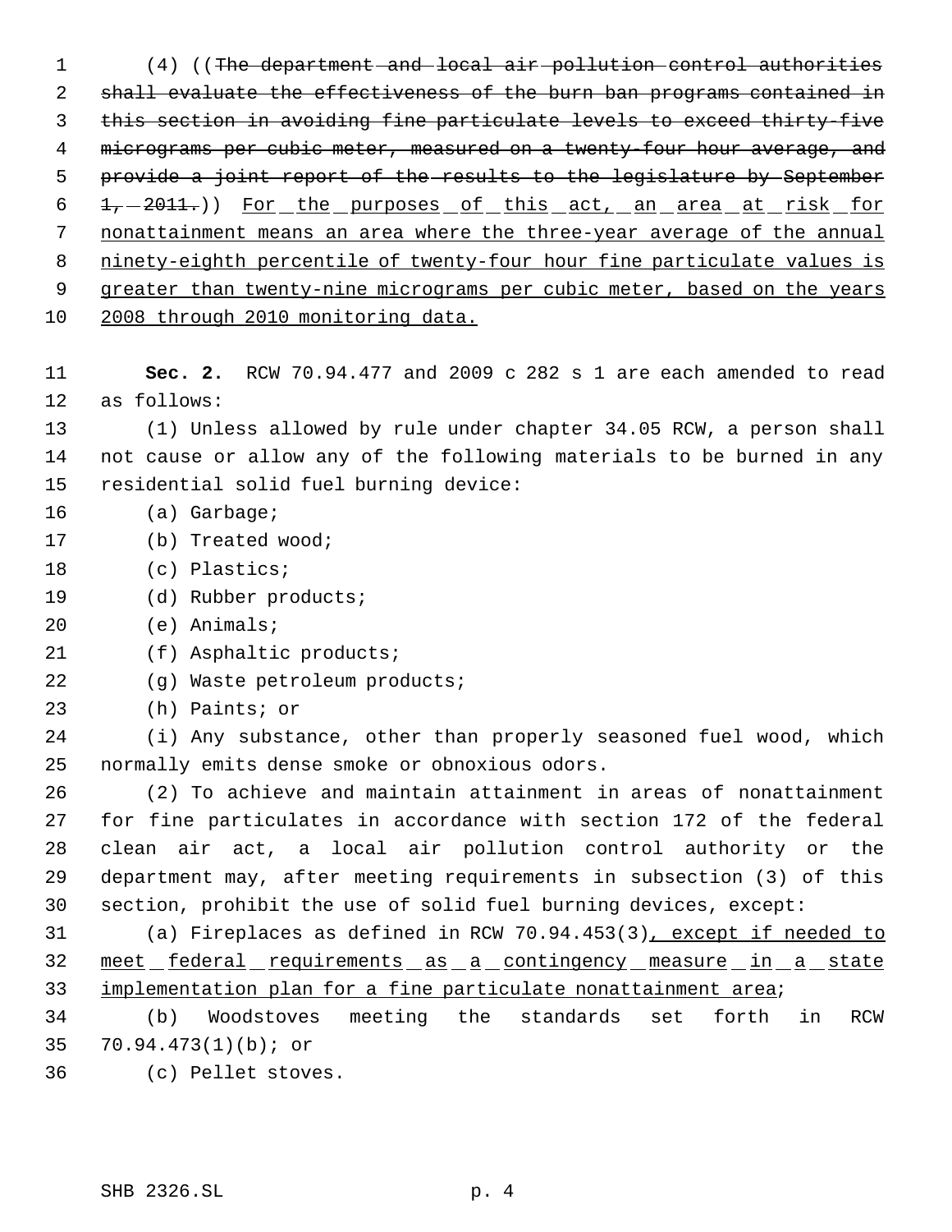(4) ((~~The department and local air pollution control authorities shall evaluate the effectiveness of the burn ban programs contained in this section in avoiding fine particulate levels to exceed thirty-five micrograms per cubic meter, measured on a twenty-four hour average, and provide a joint report of the results to the legislature by September 1, 2011.~~)) <u>For the purposes of this act, an area at risk for nonattainment means an area where the three-year average of the annual ninety-eighth percentile of twenty-four hour fine particulate values is greater than twenty-nine micrograms per cubic meter, based on the years 2008 through 2010 monitoring data.</u>

**Sec. 2.** RCW 70.94.477 and 2009 c 282 s 1 are each amended to read as follows:

(1) Unless allowed by rule under chapter 34.05 RCW, a person shall not cause or allow any of the following materials to be burned in any residential solid fuel burning device:

(a) Garbage;

(b) Treated wood;

(c) Plastics;

(d) Rubber products;

(e) Animals;

(f) Asphaltic products;

(g) Waste petroleum products;

(h) Paints; or

(i) Any substance, other than properly seasoned fuel wood, which normally emits dense smoke or obnoxious odors.

(2) To achieve and maintain attainment in areas of nonattainment for fine particulates in accordance with section 172 of the federal clean air act, a local air pollution control authority or the department may, after meeting requirements in subsection (3) of this section, prohibit the use of solid fuel burning devices, except:

(a) Fireplaces as defined in RCW 70.94.453(3)<u>, except if needed to meet federal requirements as a contingency measure in a state implementation plan for a fine particulate nonattainment area</u>;

(b) Woodstoves meeting the standards set forth in RCW 70.94.473(1)(b); or

(c) Pellet stoves.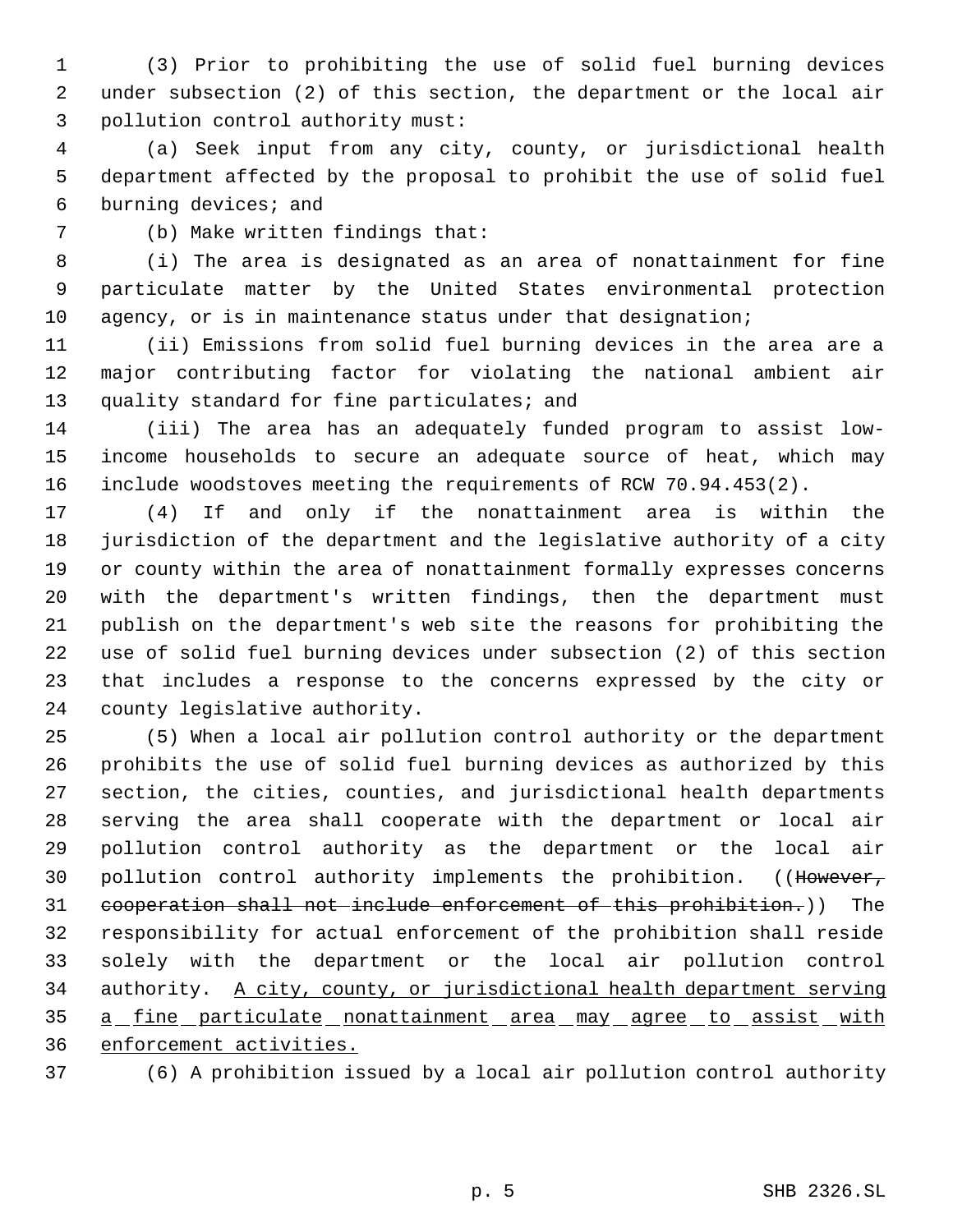(3) Prior to prohibiting the use of solid fuel burning devices under subsection (2) of this section, the department or the local air pollution control authority must:

(a) Seek input from any city, county, or jurisdictional health department affected by the proposal to prohibit the use of solid fuel burning devices; and

(b) Make written findings that:

(i) The area is designated as an area of nonattainment for fine particulate matter by the United States environmental protection agency, or is in maintenance status under that designation;

(ii) Emissions from solid fuel burning devices in the area are a major contributing factor for violating the national ambient air quality standard for fine particulates; and

(iii) The area has an adequately funded program to assist low-income households to secure an adequate source of heat, which may include woodstoves meeting the requirements of RCW 70.94.453(2).

(4) If and only if the nonattainment area is within the jurisdiction of the department and the legislative authority of a city or county within the area of nonattainment formally expresses concerns with the department's written findings, then the department must publish on the department's web site the reasons for prohibiting the use of solid fuel burning devices under subsection (2) of this section that includes a response to the concerns expressed by the city or county legislative authority.

(5) When a local air pollution control authority or the department prohibits the use of solid fuel burning devices as authorized by this section, the cities, counties, and jurisdictional health departments serving the area shall cooperate with the department or local air pollution control authority as the department or the local air pollution control authority implements the prohibition. ((~~However, cooperation shall not include enforcement of this prohibition.~~)) The responsibility for actual enforcement of the prohibition shall reside solely with the department or the local air pollution control authority. <u>A city, county, or jurisdictional health department serving a fine particulate nonattainment area may agree to assist with enforcement activities.</u>

(6) A prohibition issued by a local air pollution control authority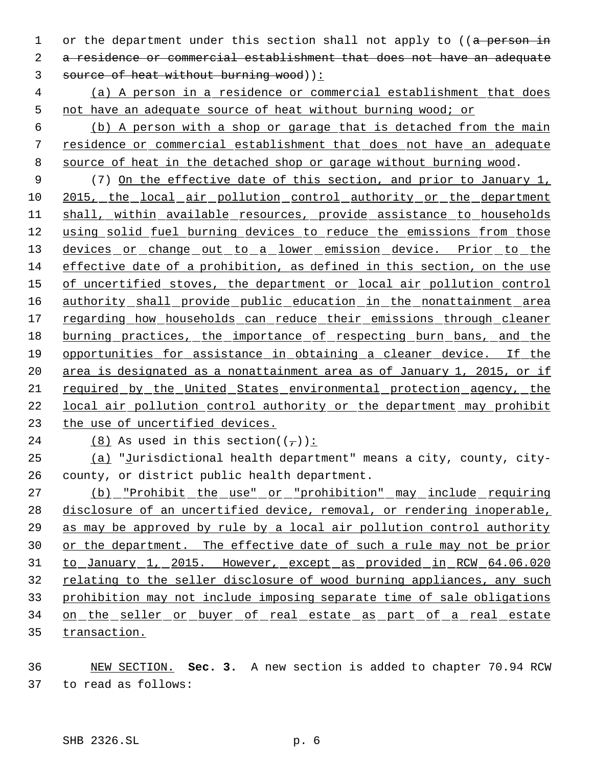or the department under this section shall not apply to ((~~a person in a residence or commercial establishment that does not have an adequate source of heat without burning wood~~)):

(a) A person in a residence or commercial establishment that does not have an adequate source of heat without burning wood; or

(b) A person with a shop or garage that is detached from the main residence or commercial establishment that does not have an adequate source of heat in the detached shop or garage without burning wood.

(7) On the effective date of this section, and prior to January 1, 2015, the local air pollution control authority or the department shall, within available resources, provide assistance to households using solid fuel burning devices to reduce the emissions from those devices or change out to a lower emission device. Prior to the effective date of a prohibition, as defined in this section, on the use of uncertified stoves, the department or local air pollution control authority shall provide public education in the nonattainment area regarding how households can reduce their emissions through cleaner burning practices, the importance of respecting burn bans, and the opportunities for assistance in obtaining a cleaner device. If the area is designated as a nonattainment area as of January 1, 2015, or if required by the United States environmental protection agency, the local air pollution control authority or the department may prohibit the use of uncertified devices.

(8) As used in this section((~~,~~)):

(a) "Jurisdictional health department" means a city, county, city-county, or district public health department.

(b) "Prohibit the use" or "prohibition" may include requiring disclosure of an uncertified device, removal, or rendering inoperable, as may be approved by rule by a local air pollution control authority or the department. The effective date of such a rule may not be prior to January 1, 2015. However, except as provided in RCW 64.06.020 relating to the seller disclosure of wood burning appliances, any such prohibition may not include imposing separate time of sale obligations on the seller or buyer of real estate as part of a real estate transaction.

NEW SECTION. **Sec. 3.** A new section is added to chapter 70.94 RCW to read as follows: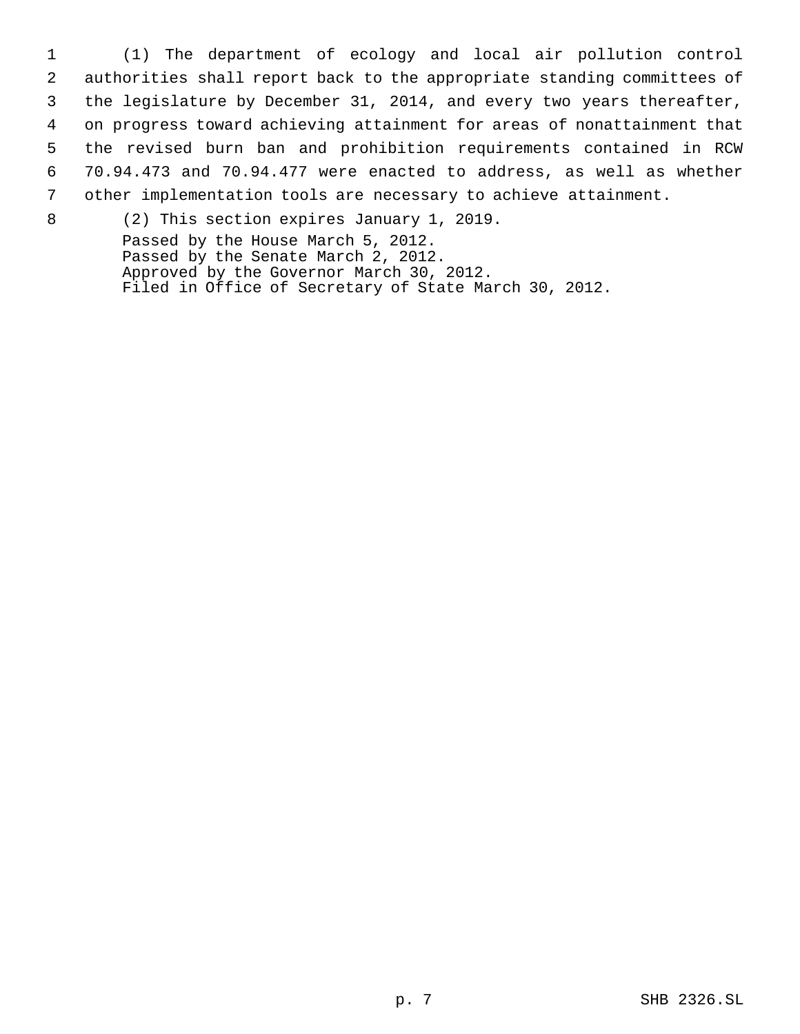(1) The department of ecology and local air pollution control authorities shall report back to the appropriate standing committees of the legislature by December 31, 2014, and every two years thereafter, on progress toward achieving attainment for areas of nonattainment that the revised burn ban and prohibition requirements contained in RCW 70.94.473 and 70.94.477 were enacted to address, as well as whether other implementation tools are necessary to achieve attainment.

(2) This section expires January 1, 2019.

Passed by the House March 5, 2012.
Passed by the Senate March 2, 2012.
Approved by the Governor March 30, 2012.
Filed in Office of Secretary of State March 30, 2012.